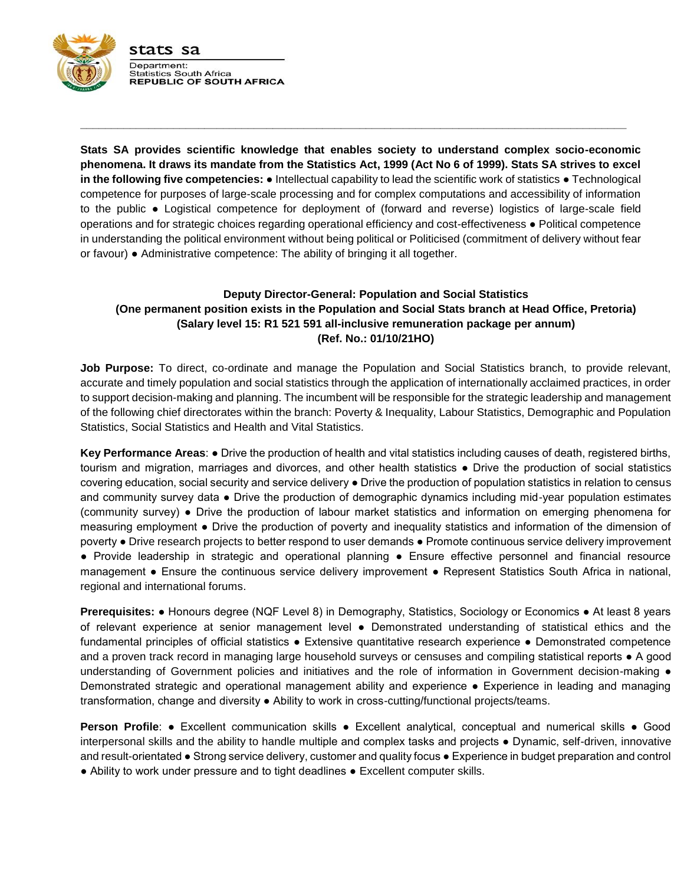**stats sa**

Department:
Statistics South Africa
**REPUBLIC OF SOUTH AFRICA**

---

**Stats SA provides scientific knowledge that enables society to understand complex socio-economic phenomena. It draws its mandate from the Statistics Act, 1999 (Act No 6 of 1999). Stats SA strives to excel in the following five competencies:** ● Intellectual capability to lead the scientific work of statistics ● Technological competence for purposes of large-scale processing and for complex computations and accessibility of information to the public ● Logistical competence for deployment of (forward and reverse) logistics of large-scale field operations and for strategic choices regarding operational efficiency and cost-effectiveness ● Political competence in understanding the political environment without being political or Politicised (commitment of delivery without fear or favour) ● Administrative competence: The ability of bringing it all together.

**Deputy Director-General: Population and Social Statistics**
**(One permanent position exists in the Population and Social Stats branch at Head Office, Pretoria)**
**(Salary level 15: R1 521 591 all-inclusive remuneration package per annum)**
**(Ref. No.: 01/10/21HO)**

**Job Purpose:** To direct, co-ordinate and manage the Population and Social Statistics branch, to provide relevant, accurate and timely population and social statistics through the application of internationally acclaimed practices, in order to support decision-making and planning. The incumbent will be responsible for the strategic leadership and management of the following chief directorates within the branch: Poverty & Inequality, Labour Statistics, Demographic and Population Statistics, Social Statistics and Health and Vital Statistics.

**Key Performance Areas**: ● Drive the production of health and vital statistics including causes of death, registered births, tourism and migration, marriages and divorces, and other health statistics ● Drive the production of social statistics covering education, social security and service delivery ● Drive the production of population statistics in relation to census and community survey data ● Drive the production of demographic dynamics including mid-year population estimates (community survey) ● Drive the production of labour market statistics and information on emerging phenomena for measuring employment ● Drive the production of poverty and inequality statistics and information of the dimension of poverty ● Drive research projects to better respond to user demands ● Promote continuous service delivery improvement ● Provide leadership in strategic and operational planning ● Ensure effective personnel and financial resource management ● Ensure the continuous service delivery improvement ● Represent Statistics South Africa in national, regional and international forums.

**Prerequisites:** ● Honours degree (NQF Level 8) in Demography, Statistics, Sociology or Economics ● At least 8 years of relevant experience at senior management level ● Demonstrated understanding of statistical ethics and the fundamental principles of official statistics ● Extensive quantitative research experience ● Demonstrated competence and a proven track record in managing large household surveys or censuses and compiling statistical reports ● A good understanding of Government policies and initiatives and the role of information in Government decision-making ● Demonstrated strategic and operational management ability and experience ● Experience in leading and managing transformation, change and diversity ● Ability to work in cross-cutting/functional projects/teams.

**Person Profile**: ● Excellent communication skills ● Excellent analytical, conceptual and numerical skills ● Good interpersonal skills and the ability to handle multiple and complex tasks and projects ● Dynamic, self-driven, innovative and result-orientated ● Strong service delivery, customer and quality focus ● Experience in budget preparation and control ● Ability to work under pressure and to tight deadlines ● Excellent computer skills.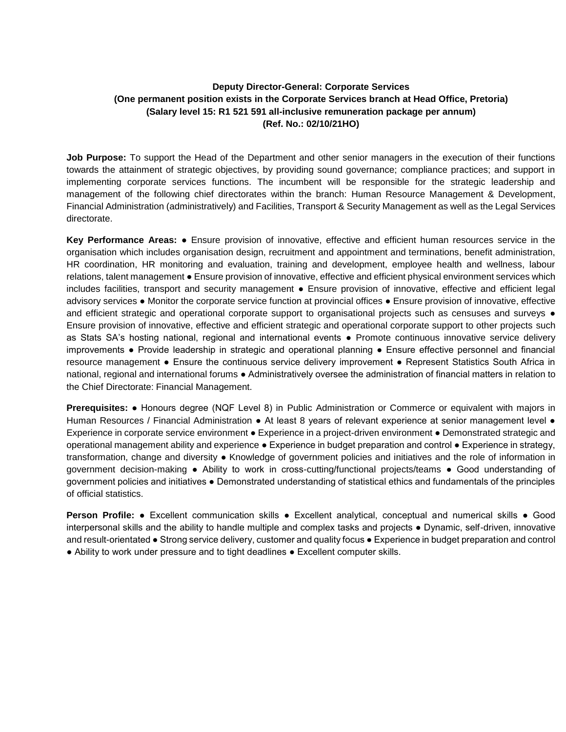**Deputy Director-General: Corporate Services**
**(One permanent position exists in the Corporate Services branch at Head Office, Pretoria)**
**(Salary level 15: R1 521 591 all-inclusive remuneration package per annum)**
**(Ref. No.: 02/10/21HO)**

**Job Purpose:** To support the Head of the Department and other senior managers in the execution of their functions towards the attainment of strategic objectives, by providing sound governance; compliance practices; and support in implementing corporate services functions. The incumbent will be responsible for the strategic leadership and management of the following chief directorates within the branch: Human Resource Management & Development, Financial Administration (administratively) and Facilities, Transport & Security Management as well as the Legal Services directorate.

**Key Performance Areas:** ● Ensure provision of innovative, effective and efficient human resources service in the organisation which includes organisation design, recruitment and appointment and terminations, benefit administration, HR coordination, HR monitoring and evaluation, training and development, employee health and wellness, labour relations, talent management ● Ensure provision of innovative, effective and efficient physical environment services which includes facilities, transport and security management ● Ensure provision of innovative, effective and efficient legal advisory services ● Monitor the corporate service function at provincial offices ● Ensure provision of innovative, effective and efficient strategic and operational corporate support to organisational projects such as censuses and surveys ● Ensure provision of innovative, effective and efficient strategic and operational corporate support to other projects such as Stats SA's hosting national, regional and international events ● Promote continuous innovative service delivery improvements ● Provide leadership in strategic and operational planning ● Ensure effective personnel and financial resource management ● Ensure the continuous service delivery improvement ● Represent Statistics South Africa in national, regional and international forums ● Administratively oversee the administration of financial matters in relation to the Chief Directorate: Financial Management.

**Prerequisites:** ● Honours degree (NQF Level 8) in Public Administration or Commerce or equivalent with majors in Human Resources / Financial Administration ● At least 8 years of relevant experience at senior management level ● Experience in corporate service environment ● Experience in a project-driven environment ● Demonstrated strategic and operational management ability and experience ● Experience in budget preparation and control ● Experience in strategy, transformation, change and diversity ● Knowledge of government policies and initiatives and the role of information in government decision-making ● Ability to work in cross-cutting/functional projects/teams ● Good understanding of government policies and initiatives ● Demonstrated understanding of statistical ethics and fundamentals of the principles of official statistics.

**Person Profile:** ● Excellent communication skills ● Excellent analytical, conceptual and numerical skills ● Good interpersonal skills and the ability to handle multiple and complex tasks and projects ● Dynamic, self-driven, innovative and result-orientated ● Strong service delivery, customer and quality focus ● Experience in budget preparation and control ● Ability to work under pressure and to tight deadlines ● Excellent computer skills.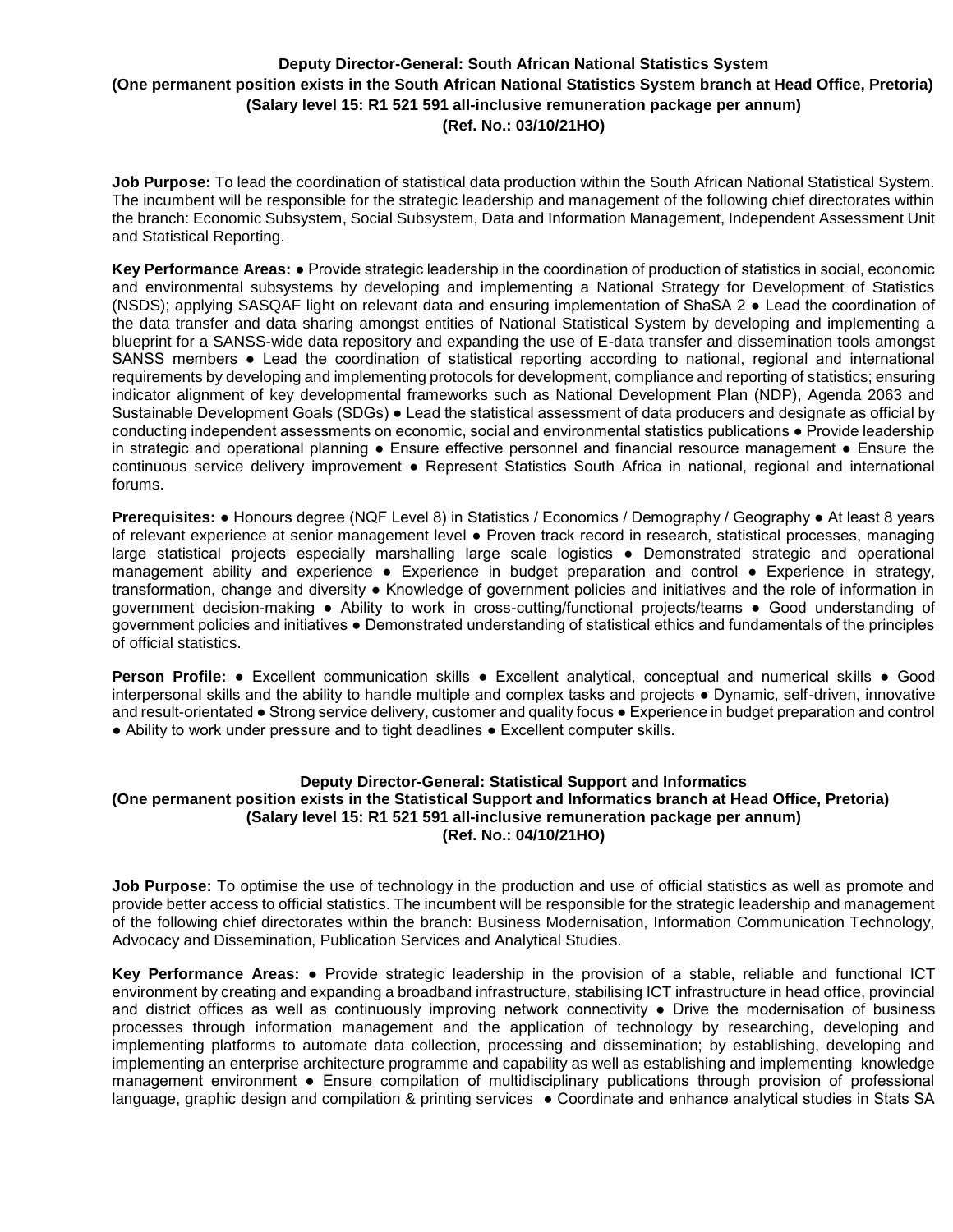**Deputy Director-General: South African National Statistics System**
**(One permanent position exists in the South African National Statistics System branch at Head Office, Pretoria)**
**(Salary level 15: R1 521 591 all-inclusive remuneration package per annum)**
**(Ref. No.: 03/10/21HO)**

**Job Purpose:** To lead the coordination of statistical data production within the South African National Statistical System. The incumbent will be responsible for the strategic leadership and management of the following chief directorates within the branch: Economic Subsystem, Social Subsystem, Data and Information Management, Independent Assessment Unit and Statistical Reporting.

**Key Performance Areas:** ● Provide strategic leadership in the coordination of production of statistics in social, economic and environmental subsystems by developing and implementing a National Strategy for Development of Statistics (NSDS); applying SASQAF light on relevant data and ensuring implementation of ShaSA 2 ● Lead the coordination of the data transfer and data sharing amongst entities of National Statistical System by developing and implementing a blueprint for a SANSS-wide data repository and expanding the use of E-data transfer and dissemination tools amongst SANSS members ● Lead the coordination of statistical reporting according to national, regional and international requirements by developing and implementing protocols for development, compliance and reporting of statistics; ensuring indicator alignment of key developmental frameworks such as National Development Plan (NDP), Agenda 2063 and Sustainable Development Goals (SDGs) ● Lead the statistical assessment of data producers and designate as official by conducting independent assessments on economic, social and environmental statistics publications ● Provide leadership in strategic and operational planning ● Ensure effective personnel and financial resource management ● Ensure the continuous service delivery improvement ● Represent Statistics South Africa in national, regional and international forums.

**Prerequisites:** ● Honours degree (NQF Level 8) in Statistics / Economics / Demography / Geography ● At least 8 years of relevant experience at senior management level ● Proven track record in research, statistical processes, managing large statistical projects especially marshalling large scale logistics ● Demonstrated strategic and operational management ability and experience ● Experience in budget preparation and control ● Experience in strategy, transformation, change and diversity ● Knowledge of government policies and initiatives and the role of information in government decision-making ● Ability to work in cross-cutting/functional projects/teams ● Good understanding of government policies and initiatives ● Demonstrated understanding of statistical ethics and fundamentals of the principles of official statistics.

**Person Profile:** ● Excellent communication skills ● Excellent analytical, conceptual and numerical skills ● Good interpersonal skills and the ability to handle multiple and complex tasks and projects ● Dynamic, self-driven, innovative and result-orientated ● Strong service delivery, customer and quality focus ● Experience in budget preparation and control ● Ability to work under pressure and to tight deadlines ● Excellent computer skills.

**Deputy Director-General: Statistical Support and Informatics**
**(One permanent position exists in the Statistical Support and Informatics branch at Head Office, Pretoria)**
**(Salary level 15: R1 521 591 all-inclusive remuneration package per annum)**
**(Ref. No.: 04/10/21HO)**

**Job Purpose:** To optimise the use of technology in the production and use of official statistics as well as promote and provide better access to official statistics. The incumbent will be responsible for the strategic leadership and management of the following chief directorates within the branch: Business Modernisation, Information Communication Technology, Advocacy and Dissemination, Publication Services and Analytical Studies.

**Key Performance Areas:** ● Provide strategic leadership in the provision of a stable, reliable and functional ICT environment by creating and expanding a broadband infrastructure, stabilising ICT infrastructure in head office, provincial and district offices as well as continuously improving network connectivity ● Drive the modernisation of business processes through information management and the application of technology by researching, developing and implementing platforms to automate data collection, processing and dissemination; by establishing, developing and implementing an enterprise architecture programme and capability as well as establishing and implementing knowledge management environment ● Ensure compilation of multidisciplinary publications through provision of professional language, graphic design and compilation & printing services ● Coordinate and enhance analytical studies in Stats SA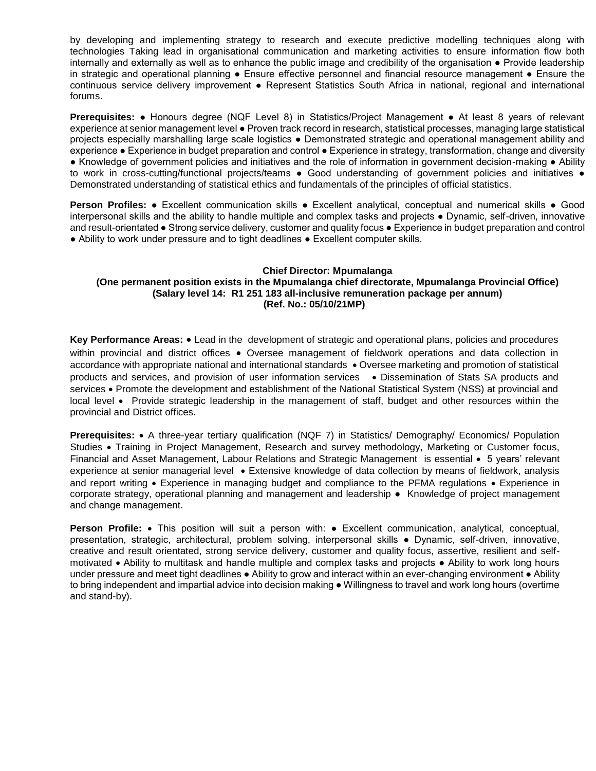by developing and implementing strategy to research and execute predictive modelling techniques along with technologies Taking lead in organisational communication and marketing activities to ensure information flow both internally and externally as well as to enhance the public image and credibility of the organisation ● Provide leadership in strategic and operational planning ● Ensure effective personnel and financial resource management ● Ensure the continuous service delivery improvement ● Represent Statistics South Africa in national, regional and international forums.

**Prerequisites:** ● Honours degree (NQF Level 8) in Statistics/Project Management ● At least 8 years of relevant experience at senior management level ● Proven track record in research, statistical processes, managing large statistical projects especially marshalling large scale logistics ● Demonstrated strategic and operational management ability and experience ● Experience in budget preparation and control ● Experience in strategy, transformation, change and diversity ● Knowledge of government policies and initiatives and the role of information in government decision-making ● Ability to work in cross-cutting/functional projects/teams ● Good understanding of government policies and initiatives ● Demonstrated understanding of statistical ethics and fundamentals of the principles of official statistics.

**Person Profiles:** ● Excellent communication skills ● Excellent analytical, conceptual and numerical skills ● Good interpersonal skills and the ability to handle multiple and complex tasks and projects ● Dynamic, self-driven, innovative and result-orientated ● Strong service delivery, customer and quality focus ● Experience in budget preparation and control ● Ability to work under pressure and to tight deadlines ● Excellent computer skills.

**Chief Director: Mpumalanga**
**(One permanent position exists in the Mpumalanga chief directorate, Mpumalanga Provincial Office)**
**(Salary level 14: R1 251 183 all-inclusive remuneration package per annum)**
**(Ref. No.: 05/10/21MP)**

**Key Performance Areas:** • Lead in the development of strategic and operational plans, policies and procedures within provincial and district offices • Oversee management of fieldwork operations and data collection in accordance with appropriate national and international standards • Oversee marketing and promotion of statistical products and services, and provision of user information services • Dissemination of Stats SA products and services • Promote the development and establishment of the National Statistical System (NSS) at provincial and local level • Provide strategic leadership in the management of staff, budget and other resources within the provincial and District offices.

**Prerequisites:** • A three-year tertiary qualification (NQF 7) in Statistics/ Demography/ Economics/ Population Studies • Training in Project Management, Research and survey methodology, Marketing or Customer focus, Financial and Asset Management, Labour Relations and Strategic Management is essential • 5 years' relevant experience at senior managerial level • Extensive knowledge of data collection by means of fieldwork, analysis and report writing • Experience in managing budget and compliance to the PFMA regulations • Experience in corporate strategy, operational planning and management and leadership ● Knowledge of project management and change management.

**Person Profile:** • This position will suit a person with: ● Excellent communication, analytical, conceptual, presentation, strategic, architectural, problem solving, interpersonal skills ● Dynamic, self-driven, innovative, creative and result orientated, strong service delivery, customer and quality focus, assertive, resilient and self-motivated • Ability to multitask and handle multiple and complex tasks and projects ● Ability to work long hours under pressure and meet tight deadlines ● Ability to grow and interact within an ever-changing environment ● Ability to bring independent and impartial advice into decision making ● Willingness to travel and work long hours (overtime and stand-by).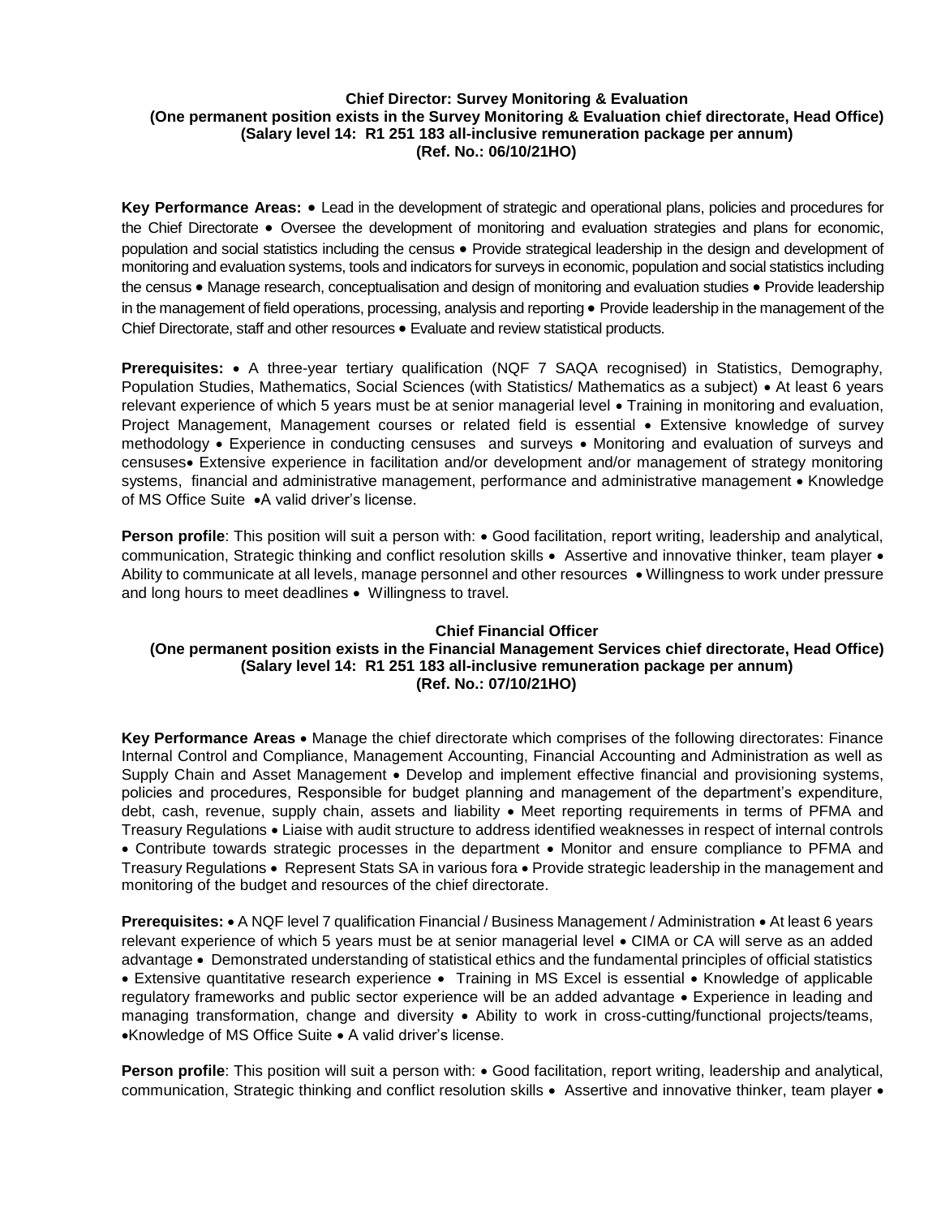**Chief Director: Survey Monitoring & Evaluation**
**(One permanent position exists in the Survey Monitoring & Evaluation chief directorate, Head Office)**
**(Salary level 14: R1 251 183 all-inclusive remuneration package per annum)**
**(Ref. No.: 06/10/21HO)**

**Key Performance Areas:** • Lead in the development of strategic and operational plans, policies and procedures for the Chief Directorate • Oversee the development of monitoring and evaluation strategies and plans for economic, population and social statistics including the census • Provide strategical leadership in the design and development of monitoring and evaluation systems, tools and indicators for surveys in economic, population and social statistics including the census • Manage research, conceptualisation and design of monitoring and evaluation studies • Provide leadership in the management of field operations, processing, analysis and reporting • Provide leadership in the management of the Chief Directorate, staff and other resources • Evaluate and review statistical products.

**Prerequisites:** • A three-year tertiary qualification (NQF 7 SAQA recognised) in Statistics, Demography, Population Studies, Mathematics, Social Sciences (with Statistics/ Mathematics as a subject) • At least 6 years relevant experience of which 5 years must be at senior managerial level • Training in monitoring and evaluation, Project Management, Management courses or related field is essential • Extensive knowledge of survey methodology • Experience in conducting censuses and surveys • Monitoring and evaluation of surveys and censuses• Extensive experience in facilitation and/or development and/or management of strategy monitoring systems, financial and administrative management, performance and administrative management • Knowledge of MS Office Suite •A valid driver's license.

**Person profile**: This position will suit a person with: • Good facilitation, report writing, leadership and analytical, communication, Strategic thinking and conflict resolution skills • Assertive and innovative thinker, team player • Ability to communicate at all levels, manage personnel and other resources • Willingness to work under pressure and long hours to meet deadlines • Willingness to travel.

**Chief Financial Officer**
**(One permanent position exists in the Financial Management Services chief directorate, Head Office)**
**(Salary level 14: R1 251 183 all-inclusive remuneration package per annum)**
**(Ref. No.: 07/10/21HO)**

**Key Performance Areas** • Manage the chief directorate which comprises of the following directorates: Finance Internal Control and Compliance, Management Accounting, Financial Accounting and Administration as well as Supply Chain and Asset Management • Develop and implement effective financial and provisioning systems, policies and procedures, Responsible for budget planning and management of the department's expenditure, debt, cash, revenue, supply chain, assets and liability • Meet reporting requirements in terms of PFMA and Treasury Regulations • Liaise with audit structure to address identified weaknesses in respect of internal controls • Contribute towards strategic processes in the department • Monitor and ensure compliance to PFMA and Treasury Regulations • Represent Stats SA in various fora • Provide strategic leadership in the management and monitoring of the budget and resources of the chief directorate.

**Prerequisites:** • A NQF level 7 qualification Financial / Business Management / Administration • At least 6 years relevant experience of which 5 years must be at senior managerial level • CIMA or CA will serve as an added advantage • Demonstrated understanding of statistical ethics and the fundamental principles of official statistics • Extensive quantitative research experience • Training in MS Excel is essential • Knowledge of applicable regulatory frameworks and public sector experience will be an added advantage • Experience in leading and managing transformation, change and diversity • Ability to work in cross-cutting/functional projects/teams, •Knowledge of MS Office Suite • A valid driver's license.

**Person profile**: This position will suit a person with: • Good facilitation, report writing, leadership and analytical, communication, Strategic thinking and conflict resolution skills • Assertive and innovative thinker, team player •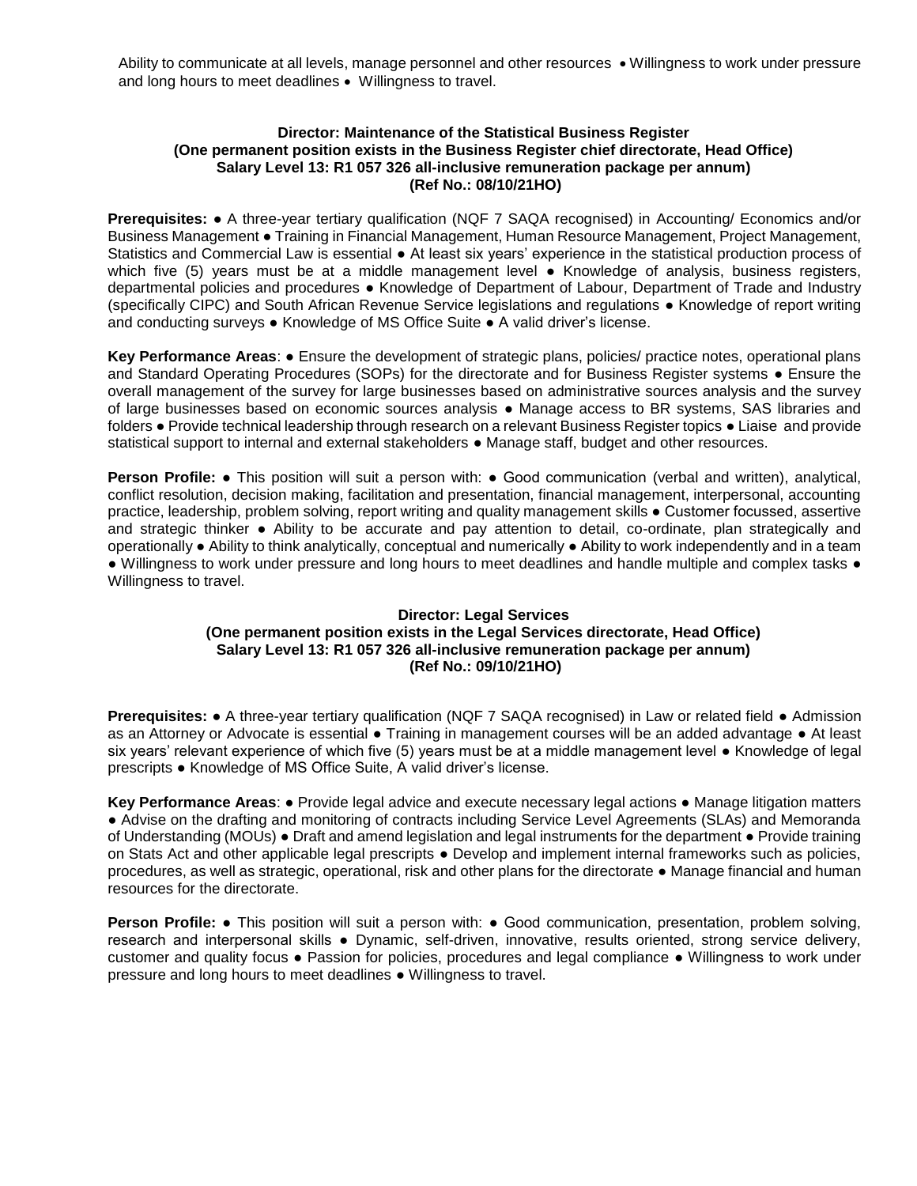Ability to communicate at all levels, manage personnel and other resources • Willingness to work under pressure and long hours to meet deadlines • Willingness to travel.

**Director: Maintenance of the Statistical Business Register**
**(One permanent position exists in the Business Register chief directorate, Head Office)**
**Salary Level 13: R1 057 326 all-inclusive remuneration package per annum)**
**(Ref No.: 08/10/21HO)**

**Prerequisites:** ● A three-year tertiary qualification (NQF 7 SAQA recognised) in Accounting/ Economics and/or Business Management ● Training in Financial Management, Human Resource Management, Project Management, Statistics and Commercial Law is essential ● At least six years' experience in the statistical production process of which five (5) years must be at a middle management level ● Knowledge of analysis, business registers, departmental policies and procedures ● Knowledge of Department of Labour, Department of Trade and Industry (specifically CIPC) and South African Revenue Service legislations and regulations ● Knowledge of report writing and conducting surveys ● Knowledge of MS Office Suite ● A valid driver's license.

**Key Performance Areas**: ● Ensure the development of strategic plans, policies/ practice notes, operational plans and Standard Operating Procedures (SOPs) for the directorate and for Business Register systems ● Ensure the overall management of the survey for large businesses based on administrative sources analysis and the survey of large businesses based on economic sources analysis ● Manage access to BR systems, SAS libraries and folders ● Provide technical leadership through research on a relevant Business Register topics ● Liaise and provide statistical support to internal and external stakeholders ● Manage staff, budget and other resources.

**Person Profile:** ● This position will suit a person with: ● Good communication (verbal and written), analytical, conflict resolution, decision making, facilitation and presentation, financial management, interpersonal, accounting practice, leadership, problem solving, report writing and quality management skills ● Customer focussed, assertive and strategic thinker ● Ability to be accurate and pay attention to detail, co-ordinate, plan strategically and operationally ● Ability to think analytically, conceptual and numerically ● Ability to work independently and in a team ● Willingness to work under pressure and long hours to meet deadlines and handle multiple and complex tasks ● Willingness to travel.

**Director: Legal Services**
**(One permanent position exists in the Legal Services directorate, Head Office)**
**Salary Level 13: R1 057 326 all-inclusive remuneration package per annum)**
**(Ref No.: 09/10/21HO)**

**Prerequisites:** ● A three-year tertiary qualification (NQF 7 SAQA recognised) in Law or related field ● Admission as an Attorney or Advocate is essential ● Training in management courses will be an added advantage ● At least six years' relevant experience of which five (5) years must be at a middle management level ● Knowledge of legal prescripts ● Knowledge of MS Office Suite, A valid driver's license.

**Key Performance Areas**: ● Provide legal advice and execute necessary legal actions ● Manage litigation matters ● Advise on the drafting and monitoring of contracts including Service Level Agreements (SLAs) and Memoranda of Understanding (MOUs) ● Draft and amend legislation and legal instruments for the department ● Provide training on Stats Act and other applicable legal prescripts ● Develop and implement internal frameworks such as policies, procedures, as well as strategic, operational, risk and other plans for the directorate ● Manage financial and human resources for the directorate.

**Person Profile:** ● This position will suit a person with: ● Good communication, presentation, problem solving, research and interpersonal skills ● Dynamic, self-driven, innovative, results oriented, strong service delivery, customer and quality focus ● Passion for policies, procedures and legal compliance ● Willingness to work under pressure and long hours to meet deadlines ● Willingness to travel.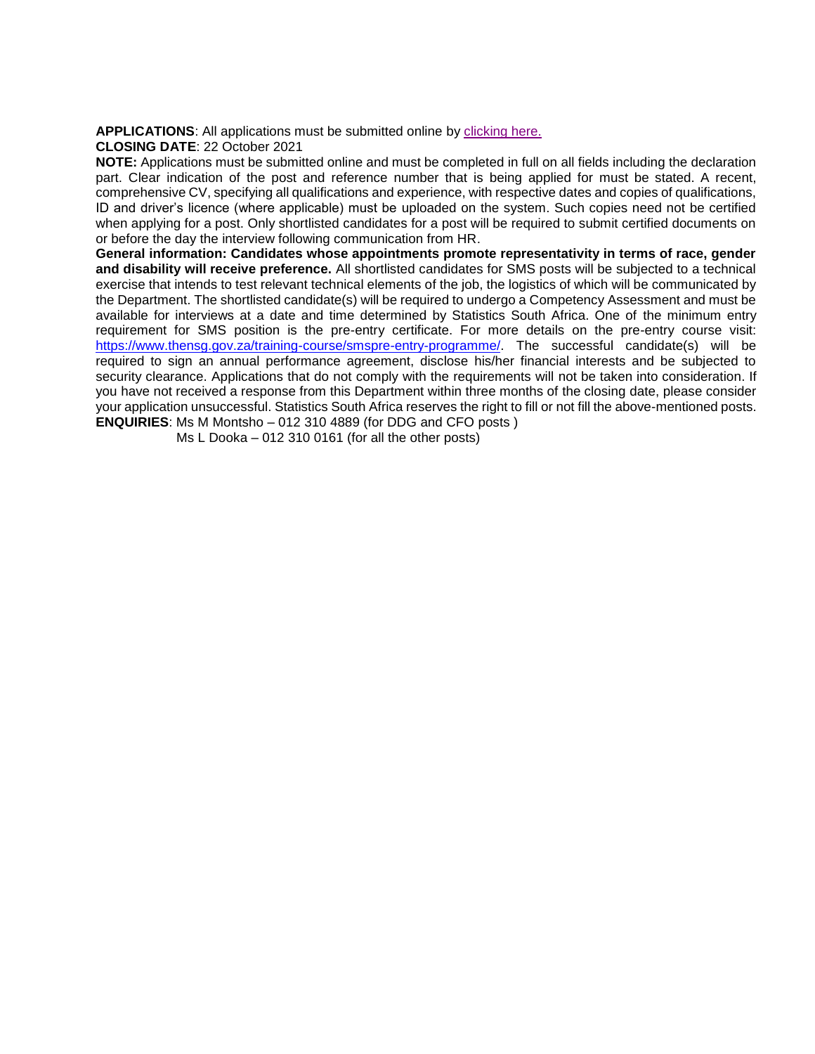**APPLICATIONS**: All applications must be submitted online by clicking here.
**CLOSING DATE**: 22 October 2021
**NOTE:** Applications must be submitted online and must be completed in full on all fields including the declaration part. Clear indication of the post and reference number that is being applied for must be stated. A recent, comprehensive CV, specifying all qualifications and experience, with respective dates and copies of qualifications, ID and driver's licence (where applicable) must be uploaded on the system. Such copies need not be certified when applying for a post. Only shortlisted candidates for a post will be required to submit certified documents on or before the day the interview following communication from HR.
**General information: Candidates whose appointments promote representativity in terms of race, gender and disability will receive preference.** All shortlisted candidates for SMS posts will be subjected to a technical exercise that intends to test relevant technical elements of the job, the logistics of which will be communicated by the Department. The shortlisted candidate(s) will be required to undergo a Competency Assessment and must be available for interviews at a date and time determined by Statistics South Africa. One of the minimum entry requirement for SMS position is the pre-entry certificate. For more details on the pre-entry course visit: https://www.thensg.gov.za/training-course/smspre-entry-programme/. The successful candidate(s) will be required to sign an annual performance agreement, disclose his/her financial interests and be subjected to security clearance. Applications that do not comply with the requirements will not be taken into consideration. If you have not received a response from this Department within three months of the closing date, please consider your application unsuccessful. Statistics South Africa reserves the right to fill or not fill the above-mentioned posts.
**ENQUIRIES**: Ms M Montsho – 012 310 4889 (for DDG and CFO posts )
Ms L Dooka – 012 310 0161 (for all the other posts)